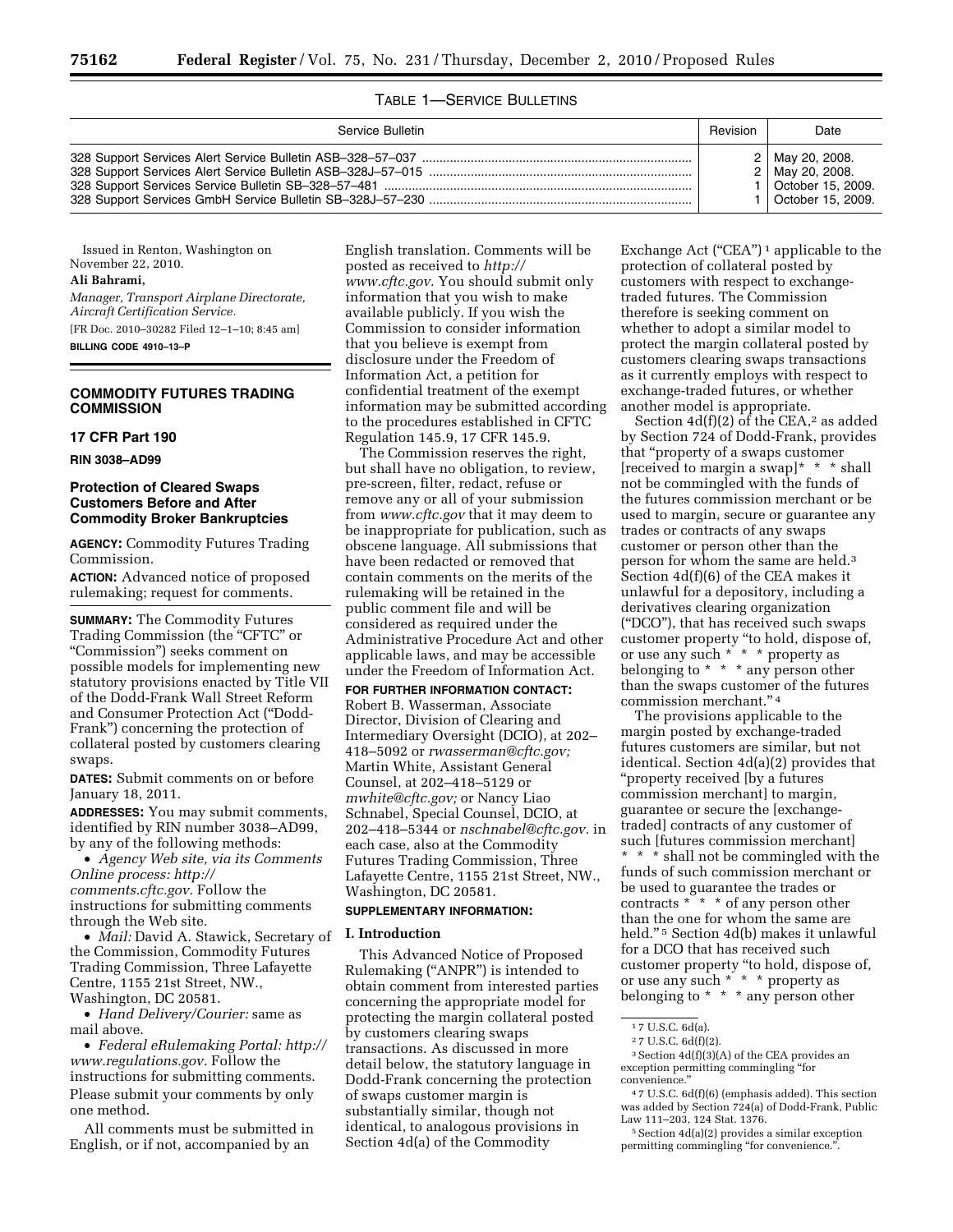TABLE 1—SERVICE BULLETINS

| Service Bulletin | Revision | Date |
| --- | --- | --- |
| 328 Support Services Alert Service Bulletin ASB–328–57–037 | 2 | May 20, 2008. |
| 328 Support Services Alert Service Bulletin ASB–328J–57–015 | 2 | May 20, 2008. |
| 328 Support Services Service Bulletin SB–328–57–481 | 1 | October 15, 2009. |
| 328 Support Services GmbH Service Bulletin SB–328J–57–230 | 1 | October 15, 2009. |

Issued in Renton, Washington on November 22, 2010.

**Ali Bahrami,**

*Manager, Transport Airplane Directorate, Aircraft Certification Service.*

[FR Doc. 2010–30282 Filed 12–1–10; 8:45 am]

**BILLING CODE 4910–13–P**

## COMMODITY FUTURES TRADING COMMISSION

### 17 CFR Part 190

### RIN 3038–AD99

### Protection of Cleared Swaps Customers Before and After Commodity Broker Bankruptcies

**AGENCY:** Commodity Futures Trading Commission.

**ACTION:** Advanced notice of proposed rulemaking; request for comments.

**SUMMARY:** The Commodity Futures Trading Commission (the "CFTC" or "Commission") seeks comment on possible models for implementing new statutory provisions enacted by Title VII of the Dodd-Frank Wall Street Reform and Consumer Protection Act ("Dodd-Frank") concerning the protection of collateral posted by customers clearing swaps.

**DATES:** Submit comments on or before January 18, 2011.

**ADDRESSES:** You may submit comments, identified by RIN number 3038–AD99, by any of the following methods:

- *Agency Web site, via its Comments Online process: http://comments.cftc.gov.* Follow the instructions for submitting comments through the Web site.
- *Mail:* David A. Stawick, Secretary of the Commission, Commodity Futures Trading Commission, Three Lafayette Centre, 1155 21st Street, NW., Washington, DC 20581.
- *Hand Delivery/Courier:* same as mail above.
- *Federal eRulemaking Portal: http://www.regulations.gov.* Follow the instructions for submitting comments. Please submit your comments by only one method.

All comments must be submitted in English, or if not, accompanied by an English translation. Comments will be posted as received to *http://www.cftc.gov.* You should submit only information that you wish to make available publicly. If you wish the Commission to consider information that you believe is exempt from disclosure under the Freedom of Information Act, a petition for confidential treatment of the exempt information may be submitted according to the procedures established in CFTC Regulation 145.9, 17 CFR 145.9.

The Commission reserves the right, but shall have no obligation, to review, pre-screen, filter, redact, refuse or remove any or all of your submission from *www.cftc.gov* that it may deem to be inappropriate for publication, such as obscene language. All submissions that have been redacted or removed that contain comments on the merits of the rulemaking will be retained in the public comment file and will be considered as required under the Administrative Procedure Act and other applicable laws, and may be accessible under the Freedom of Information Act.

**FOR FURTHER INFORMATION CONTACT:** Robert B. Wasserman, Associate Director, Division of Clearing and Intermediary Oversight (DCIO), at 202–418–5092 or *rwasserman@cftc.gov;* Martin White, Assistant General Counsel, at 202–418–5129 or *mwhite@cftc.gov;* or Nancy Liao Schnabel, Special Counsel, DCIO, at 202–418–5344 or *nschnabel@cftc.gov.* in each case, also at the Commodity Futures Trading Commission, Three Lafayette Centre, 1155 21st Street, NW., Washington, DC 20581.

**SUPPLEMENTARY INFORMATION:**

**I. Introduction**

This Advanced Notice of Proposed Rulemaking ("ANPR") is intended to obtain comment from interested parties concerning the appropriate model for protecting the margin collateral posted by customers clearing swaps transactions. As discussed in more detail below, the statutory language in Dodd-Frank concerning the protection of swaps customer margin is substantially similar, though not identical, to analogous provisions in Section 4d(a) of the Commodity Exchange Act ("CEA")[1] applicable to the protection of collateral posted by customers with respect to exchange-traded futures. The Commission therefore is seeking comment on whether to adopt a similar model to protect the margin collateral posted by customers clearing swaps transactions as it currently employs with respect to exchange-traded futures, or whether another model is appropriate.

Section 4d(f)(2) of the CEA,[2] as added by Section 724 of Dodd-Frank, provides that "property of a swaps customer [received to margin a swap]* * * shall not be commingled with the funds of the futures commission merchant or be used to margin, secure or guarantee any trades or contracts of any swaps customer or person other than the person for whom the same are held.[3] Section 4d(f)(6) of the CEA makes it unlawful for a depository, including a derivatives clearing organization ("DCO"), that has received such swaps customer property "to hold, dispose of, or use any such * * * property as belonging to * * * any person other than the swaps customer of the futures commission merchant."[4]

The provisions applicable to the margin posted by exchange-traded futures customers are similar, but not identical. Section 4d(a)(2) provides that "property received [by a futures commission merchant] to margin, guarantee or secure the [exchange-traded] contracts of any customer of such [futures commission merchant] * * * shall not be commingled with the funds of such commission merchant or be used to guarantee the trades or contracts * * * of any person other than the one for whom the same are held."[5] Section 4d(b) makes it unlawful for a DCO that has received such customer property "to hold, dispose of, or use any such * * * property as belonging to * * * any person other

[1] 7 U.S.C. 6d(a).

[2] 7 U.S.C. 6d(f)(2).

[3] Section 4d(f)(3)(A) of the CEA provides an exception permitting commingling "for convenience."

[4] 7 U.S.C. 6d(f)(6) (emphasis added). This section was added by Section 724(a) of Dodd-Frank, Public Law 111–203, 124 Stat. 1376.

[5] Section 4d(a)(2) provides a similar exception permitting commingling "for convenience.".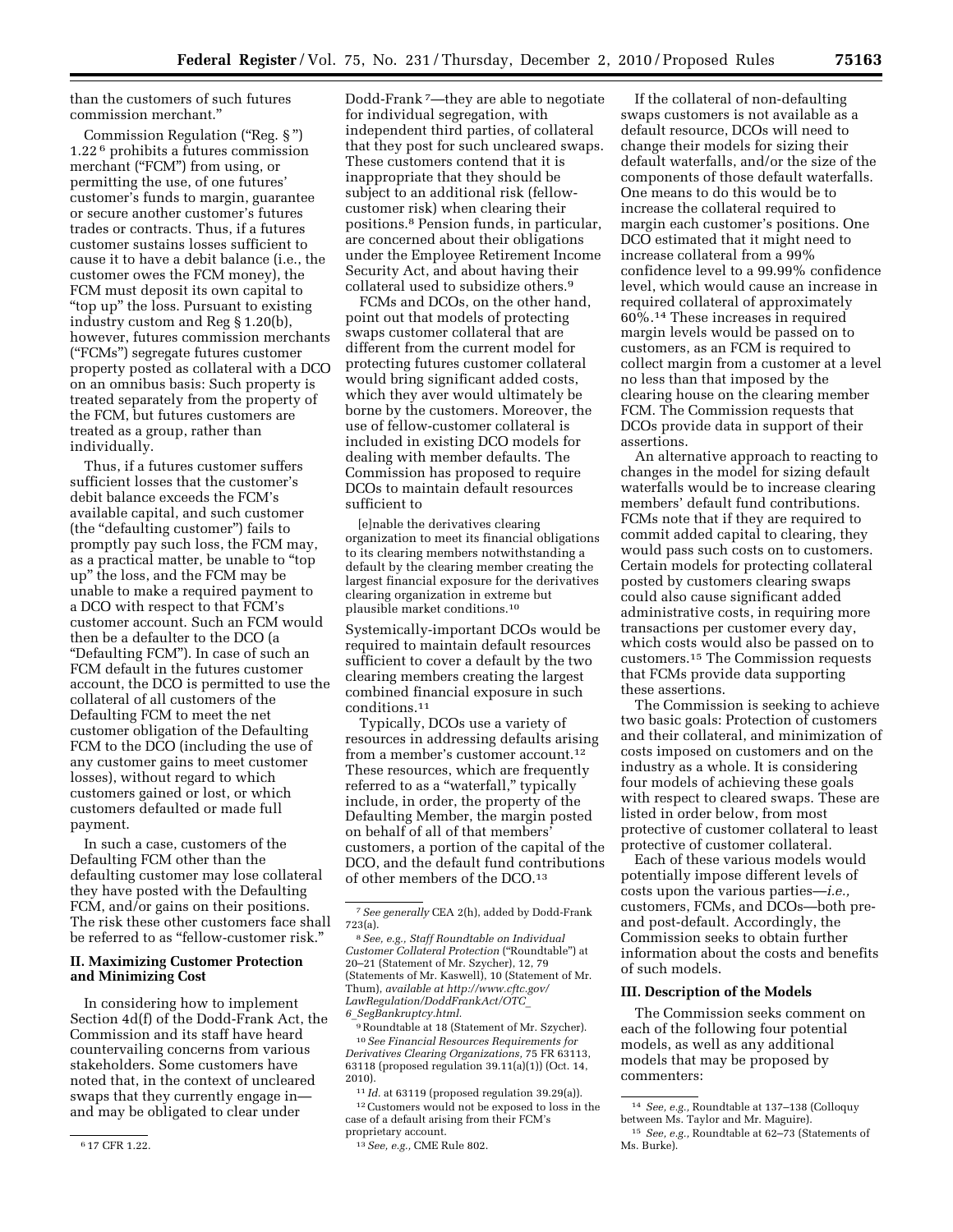than the customers of such futures commission merchant."

Commission Regulation ("Reg. §") 1.22[6] prohibits a futures commission merchant ("FCM") from using, or permitting the use, of one futures' customer's funds to margin, guarantee or secure another customer's futures trades or contracts. Thus, if a futures customer sustains losses sufficient to cause it to have a debit balance (i.e., the customer owes the FCM money), the FCM must deposit its own capital to "top up" the loss. Pursuant to existing industry custom and Reg § 1.20(b), however, futures commission merchants ("FCMs") segregate futures customer property posted as collateral with a DCO on an omnibus basis: Such property is treated separately from the property of the FCM, but futures customers are treated as a group, rather than individually.

Thus, if a futures customer suffers sufficient losses that the customer's debit balance exceeds the FCM's available capital, and such customer (the "defaulting customer") fails to promptly pay such loss, the FCM may, as a practical matter, be unable to "top up" the loss, and the FCM may be unable to make a required payment to a DCO with respect to that FCM's customer account. Such an FCM would then be a defaulter to the DCO (a "Defaulting FCM"). In case of such an FCM default in the futures customer account, the DCO is permitted to use the collateral of all customers of the Defaulting FCM to meet the net customer obligation of the Defaulting FCM to the DCO (including the use of any customer gains to meet customer losses), without regard to which customers gained or lost, or which customers defaulted or made full payment.

In such a case, customers of the Defaulting FCM other than the defaulting customer may lose collateral they have posted with the Defaulting FCM, and/or gains on their positions. The risk these other customers face shall be referred to as "fellow-customer risk."

## II. Maximizing Customer Protection and Minimizing Cost

In considering how to implement Section 4d(f) of the Dodd-Frank Act, the Commission and its staff have heard countervailing concerns from various stakeholders. Some customers have noted that, in the context of uncleared swaps that they currently engage in—and may be obligated to clear under Dodd-Frank[7]—they are able to negotiate for individual segregation, with independent third parties, of collateral that they post for such uncleared swaps. These customers contend that it is inappropriate that they should be subject to an additional risk (fellow-customer risk) when clearing their positions.[8] Pension funds, in particular, are concerned about their obligations under the Employee Retirement Income Security Act, and about having their collateral used to subsidize others.[9]

FCMs and DCOs, on the other hand, point out that models of protecting swaps customer collateral that are different from the current model for protecting futures customer collateral would bring significant added costs, which they aver would ultimately be borne by the customers. Moreover, the use of fellow-customer collateral is included in existing DCO models for dealing with member defaults. The Commission has proposed to require DCOs to maintain default resources sufficient to

> [e]nable the derivatives clearing organization to meet its financial obligations to its clearing members notwithstanding a default by the clearing member creating the largest financial exposure for the derivatives clearing organization in extreme but plausible market conditions.[10]

Systemically-important DCOs would be required to maintain default resources sufficient to cover a default by the two clearing members creating the largest combined financial exposure in such conditions.[11]

Typically, DCOs use a variety of resources in addressing defaults arising from a member's customer account.[12] These resources, which are frequently referred to as a "waterfall," typically include, in order, the property of the Defaulting Member, the margin posted on behalf of all of that members' customers, a portion of the capital of the DCO, and the default fund contributions of other members of the DCO.[13]

If the collateral of non-defaulting swaps customers is not available as a default resource, DCOs will need to change their models for sizing their default waterfalls, and/or the size of the components of those default waterfalls. One means to do this would be to increase the collateral required to margin each customer's positions. One DCO estimated that it might need to increase collateral from a 99% confidence level to a 99.99% confidence level, which would cause an increase in required collateral of approximately 60%.[14] These increases in required margin levels would be passed on to customers, as an FCM is required to collect margin from a customer at a level no less than that imposed by the clearing house on the clearing member FCM. The Commission requests that DCOs provide data in support of their assertions.

An alternative approach to reacting to changes in the model for sizing default waterfalls would be to increase clearing members' default fund contributions. FCMs note that if they are required to commit added capital to clearing, they would pass such costs on to customers. Certain models for protecting collateral posted by customers clearing swaps could also cause significant added administrative costs, in requiring more transactions per customer every day, which costs would also be passed on to customers.[15] The Commission requests that FCMs provide data supporting these assertions.

The Commission is seeking to achieve two basic goals: Protection of customers and their collateral, and minimization of costs imposed on customers and on the industry as a whole. It is considering four models of achieving these goals with respect to cleared swaps. These are listed in order below, from most protective of customer collateral to least protective of customer collateral.

Each of these various models would potentially impose different levels of costs upon the various parties—*i.e.,* customers, FCMs, and DCOs—both pre- and post-default. Accordingly, the Commission seeks to obtain further information about the costs and benefits of such models.

## III. Description of the Models

The Commission seeks comment on each of the following four potential models, as well as any additional models that may be proposed by commenters:

---

[6] 17 CFR 1.22.

[7] *See generally* CEA 2(h), added by Dodd-Frank 723(a).

[8] *See, e.g., Staff Roundtable on Individual Customer Collateral Protection* ("Roundtable") at 20–21 (Statement of Mr. Szycher), 12, 79 (Statements of Mr. Kaswell), 10 (Statement of Mr. Thum), *available at http://www.cftc.gov/LawRegulation/DoddFrankAct/OTC_6_SegBankruptcy.html.*

[9] Roundtable at 18 (Statement of Mr. Szycher).

[10] *See Financial Resources Requirements for Derivatives Clearing Organizations,* 75 FR 63113, 63118 (proposed regulation 39.11(a)(1)) (Oct. 14, 2010).

[11] *Id.* at 63119 (proposed regulation 39.29(a)).

[12] Customers would not be exposed to loss in the case of a default arising from their FCM's proprietary account.

[13] *See, e.g.,* CME Rule 802.

[14] *See, e.g.,* Roundtable at 137–138 (Colloquy between Ms. Taylor and Mr. Maguire).

[15] *See, e.g.,* Roundtable at 62–73 (Statements of Ms. Burke).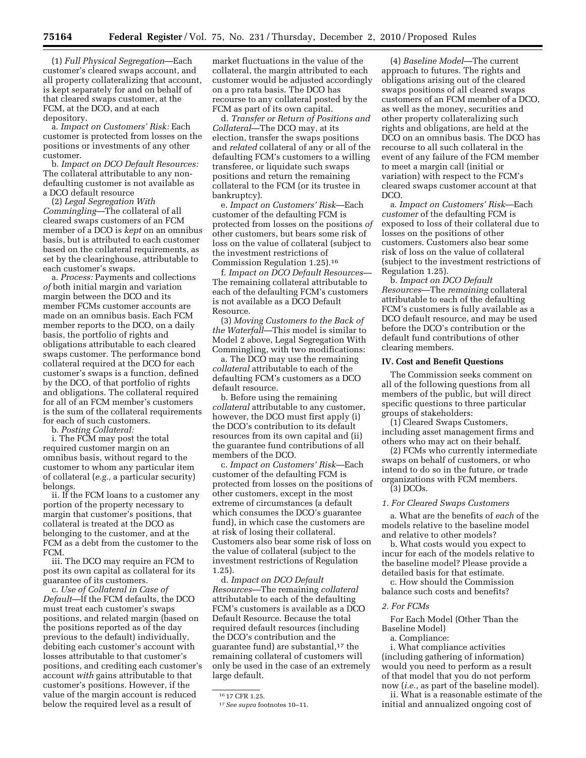(1) *Full Physical Segregation*—Each customer's cleared swaps account, and all property collateralizing that account, is kept separately for and on behalf of that cleared swaps customer, at the FCM, at the DCO, and at each depository.

a. *Impact on Customers' Risk:* Each customer is protected from losses on the positions or investments of any other customer.

b. *Impact on DCO Default Resources:* The collateral attributable to any non-defaulting customer is not available as a DCO default resource

(2) *Legal Segregation With Commingling*—The collateral of all cleared swaps customers of an FCM member of a DCO is *kept* on an omnibus basis, but is attributed to each customer based on the collateral requirements, as set by the clearinghouse, attributable to each customer's swaps.

a. *Process:* Payments and collections *of* both initial margin and variation margin between the DCO and its member FCMs customer accounts are made on an omnibus basis. Each FCM member reports to the DCO, on a daily basis, the portfolio of rights and obligations attributable to each cleared swaps customer. The performance bond collateral required at the DCO for each customer's swaps is a function, defined by the DCO, of that portfolio of rights and obligations. The collateral required for all of an FCM member's customers is the sum of the collateral requirements for each of such customers.

b. *Posting Collateral:*

i. The FCM may post the total required customer margin on an omnibus basis, without regard to the customer to whom any particular item of collateral (*e.g.,* a particular security) belongs.

ii. If the FCM loans to a customer any portion of the property necessary to margin that customer's positions, that collateral is treated at the DCO as belonging to the customer, and at the FCM as a debt from the customer to the FCM.

iii. The DCO may require an FCM to post its own capital as collateral for its guarantee of its customers.

c. *Use of Collateral in Case of Default*—If the FCM defaults, the DCO must treat each customer's swaps positions, and related margin (based on the positions reported as of the day previous to the default) individually, debiting each customer's account with losses attributable to that customer's positions, and crediting each customer's account *with* gains attributable to that customer's positions. However, if the value of the margin account is reduced below the required level as a result of market fluctuations in the value of the collateral, the margin attributed to each customer would be adjusted accordingly on a pro rata basis. The DCO has recourse to any collateral posted by the FCM as part of its own capital.

d. *Transfer or Return of Positions and Collateral*—The DCO may, at its election, transfer the swaps positions and *related* collateral of any or all of the defaulting FCM's customers to a willing transferee, or liquidate such swaps positions and return the remaining collateral to the FCM (or its trustee in bankruptcy).

e. *Impact on Customers' Risk*—Each customer of the defaulting FCM is protected from losses on the positions *of* other customers, but bears some risk of loss on the value of collateral (subject to the investment restrictions of Commission Regulation 1.25).[16]

f. *Impact on DCO Default Resources*—The remaining collateral attributable to each of the defaulting FCM's customers is not available as a DCO Default Resource.

(3) *Moving Customers to the Back of the Waterfall*—This model is similar to Model 2 above, Legal Segregation With Commingling, with two modifications:

a. The DCO may use the remaining *collateral* attributable to each of the defaulting FCM's customers as a DCO default resource.

b. Before using the remaining *collateral* attributable to any customer, however, the DCO must first apply (i) the DCO's contribution to its default resources from its own capital and (ii) the guarantee fund contributions of all members of the DCO.

c. *Impact on Customers' Risk*—Each customer of the defaulting FCM is protected from losses on the positions of other customers, except in the most extreme of circumstances (a default which consumes the DCO's guarantee fund), in which case the customers are at risk of losing their collateral. Customers also bear some risk of loss on the value of collateral (subject to the investment restrictions of Regulation 1.25).

d. *Impact on DCO Default Resources*—The remaining *collateral* attributable to each of the defaulting FCM's customers is available as a DCO Default Resource. Because the total required default resources (including the DCO's contribution and the guarantee fund) are substantial,[17] the remaining collateral of customers will only be used in the case of an extremely large default.

(4) *Baseline Model*—The current approach to futures. The rights and obligations arising out of the cleared swaps positions of all cleared swaps customers of an FCM member of a DCO, as well as the money, securities and other property collateralizing such rights and obligations, are held at the DCO on an omnibus basis. The DCO has recourse to all such collateral in the event of any failure of the FCM member to meet a margin call (initial or variation) with respect to the FCM's cleared swaps customer account at that DCO.

a. *Impact on Customers' Risk*—Each *customer* of the defaulting FCM is exposed to loss of their collateral due to losses on the positions of other customers. Customers also bear some risk of loss on the value of collateral (subject to the investment restrictions of Regulation 1.25).

b. *Impact on DCO Default Resources*—The *remaining* collateral attributable to each of the defaulting FCM's customers is fully available as a DCO default resource, and may be used before the DCO's contribution or the default fund contributions of other clearing members.

## IV. Cost and Benefit Questions

The Commission seeks comment on all of the following questions from all members of the public, but will direct specific questions to three particular groups of stakeholders:

(1) Cleared Swaps Customers, including asset management firms and others who may act on their behalf.

(2) FCMs who currently intermediate swaps on behalf of customers, or who intend to do so in the future, or trade organizations with FCM members.

(3) DCOs.

### *1. For Cleared Swaps Customers*

a. What are the benefits of *each* of the models relative to the baseline model and relative to other models?

b. What costs would you expect to incur for each of the models relative to the baseline model? Please provide a detailed basis for that estimate.

c. How should the Commission balance such costs and benefits?

### *2. For FCMs*

For Each Model (Other Than the Baseline Model)

a. Compliance:

i. What compliance activities (including gathering of information) would you need to perform as a result of that model that you do not perform now (*i.e.,* as part of the baseline model).

ii. What is a reasonable estimate of the initial and annualized ongoing cost of

---

[16] 17 CFR 1.25.

[17] *See supra* footnotes 10–11.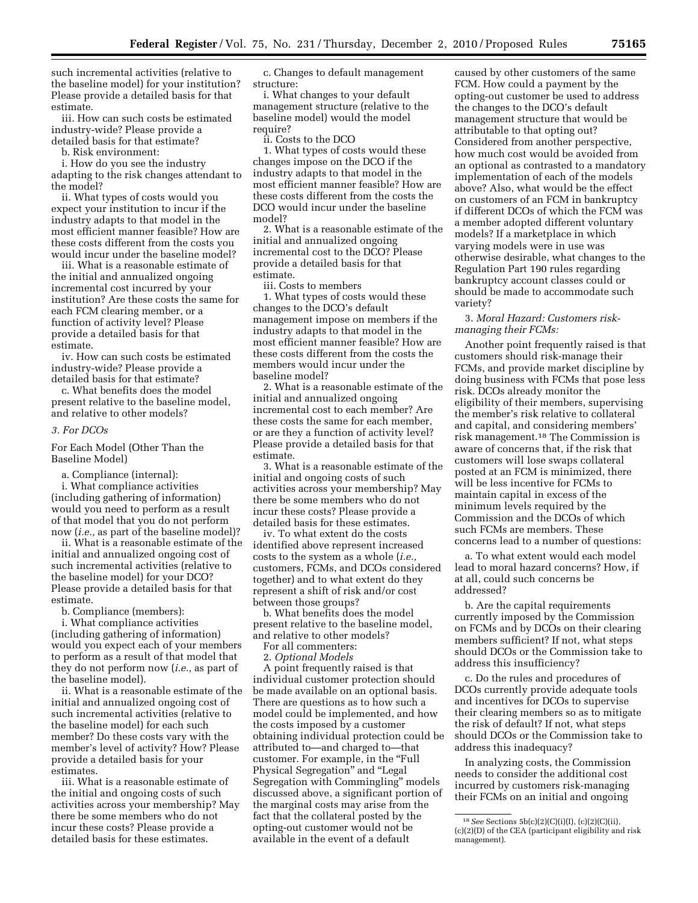such incremental activities (relative to the baseline model) for your institution? Please provide a detailed basis for that estimate.

iii. How can such costs be estimated industry-wide? Please provide a detailed basis for that estimate?

b. Risk environment:

i. How do you see the industry adapting to the risk changes attendant to the model?

ii. What types of costs would you expect your institution to incur if the industry adapts to that model in the most efficient manner feasible? How are these costs different from the costs you would incur under the baseline model?

iii. What is a reasonable estimate of the initial and annualized ongoing incremental cost incurred by your institution? Are these costs the same for each FCM clearing member, or a function of activity level? Please provide a detailed basis for that estimate.

iv. How can such costs be estimated industry-wide? Please provide a detailed basis for that estimate?

c. What benefits does the model present relative to the baseline model, and relative to other models?

### *3. For DCOs*

For Each Model (Other Than the Baseline Model)

a. Compliance (internal):

i. What compliance activities (including gathering of information) would you need to perform as a result of that model that you do not perform now (*i.e.,* as part of the baseline model)?

ii. What is a reasonable estimate of the initial and annualized ongoing cost of such incremental activities (relative to the baseline model) for your DCO? Please provide a detailed basis for that estimate.

b. Compliance (members):

i. What compliance activities (including gathering of information) would you expect each of your members to perform as a result of that model that they do not perform now (*i.e.,* as part of the baseline model).

ii. What is a reasonable estimate of the initial and annualized ongoing cost of such incremental activities (relative to the baseline model) for each such member? Do these costs vary with the member's level of activity? How? Please provide a detailed basis for your estimates.

iii. What is a reasonable estimate of the initial and ongoing costs of such activities across your membership? May there be some members who do not incur these costs? Please provide a detailed basis for these estimates.

c. Changes to default management structure:

i. What changes to your default management structure (relative to the baseline model) would the model require?

ii. Costs to the DCO

1. What types of costs would these changes impose on the DCO if the industry adapts to that model in the most efficient manner feasible? How are these costs different from the costs the DCO would incur under the baseline model?

2. What is a reasonable estimate of the initial and annualized ongoing incremental cost to the DCO? Please provide a detailed basis for that estimate.

iii. Costs to members

1. What types of costs would these changes to the DCO's default management impose on members if the industry adapts to that model in the most efficient manner feasible? How are these costs different from the costs the members would incur under the baseline model?

2. What is a reasonable estimate of the initial and annualized ongoing incremental cost to each member? Are these costs the same for each member, or are they a function of activity level? Please provide a detailed basis for that estimate.

3. What is a reasonable estimate of the initial and ongoing costs of such activities across your membership? May there be some members who do not incur these costs? Please provide a detailed basis for these estimates.

iv. To what extent do the costs identified above represent increased costs to the system as a whole (*i.e.,* customers, FCMs, and DCOs considered together) and to what extent do they represent a shift of risk and/or cost between those groups?

b. What benefits does the model present relative to the baseline model, and relative to other models?

For all commenters:

### 2. *Optional Models*

A point frequently raised is that individual customer protection should be made available on an optional basis. There are questions as to how such a model could be implemented, and how the costs imposed by a customer obtaining individual protection could be attributed to—and charged to—that customer. For example, in the "Full Physical Segregation" and "Legal Segregation with Commingling" models discussed above, a significant portion of the marginal costs may arise from the fact that the collateral posted by the opting-out customer would not be available in the event of a default caused by other customers of the same FCM. How could a payment by the opting-out customer be used to address the changes to the DCO's default management structure that would be attributable to that opting out? Considered from another perspective, how much cost would be avoided from an optional as contrasted to a mandatory implementation of each of the models above? Also, what would be the effect on customers of an FCM in bankruptcy if different DCOs of which the FCM was a member adopted different voluntary models? If a marketplace in which varying models were in use was otherwise desirable, what changes to the Regulation Part 190 rules regarding bankruptcy account classes could or should be made to accommodate such variety?

### 3. *Moral Hazard: Customers risk-managing their FCMs:*

Another point frequently raised is that customers should risk-manage their FCMs, and provide market discipline by doing business with FCMs that pose less risk. DCOs already monitor the eligibility of their members, supervising the member's risk relative to collateral and capital, and considering members' risk management.[18] The Commission is aware of concerns that, if the risk that customers will lose swaps collateral posted at an FCM is minimized, there will be less incentive for FCMs to maintain capital in excess of the minimum levels required by the Commission and the DCOs of which such FCMs are members. These concerns lead to a number of questions:

a. To what extent would each model lead to moral hazard concerns? How, if at all, could such concerns be addressed?

b. Are the capital requirements currently imposed by the Commission on FCMs and by DCOs on their clearing members sufficient? If not, what steps should DCOs or the Commission take to address this insufficiency?

c. Do the rules and procedures of DCOs currently provide adequate tools and incentives for DCOs to supervise their clearing members so as to mitigate the risk of default? If not, what steps should DCOs or the Commission take to address this inadequacy?

In analyzing costs, the Commission needs to consider the additional cost incurred by customers risk-managing their FCMs on an initial and ongoing

---

[18] *See* Sections 5b(c)(2)(C)(i)(I), (c)(2)(C)(ii), (c)(2)(D) of the CEA (participant eligibility and risk management).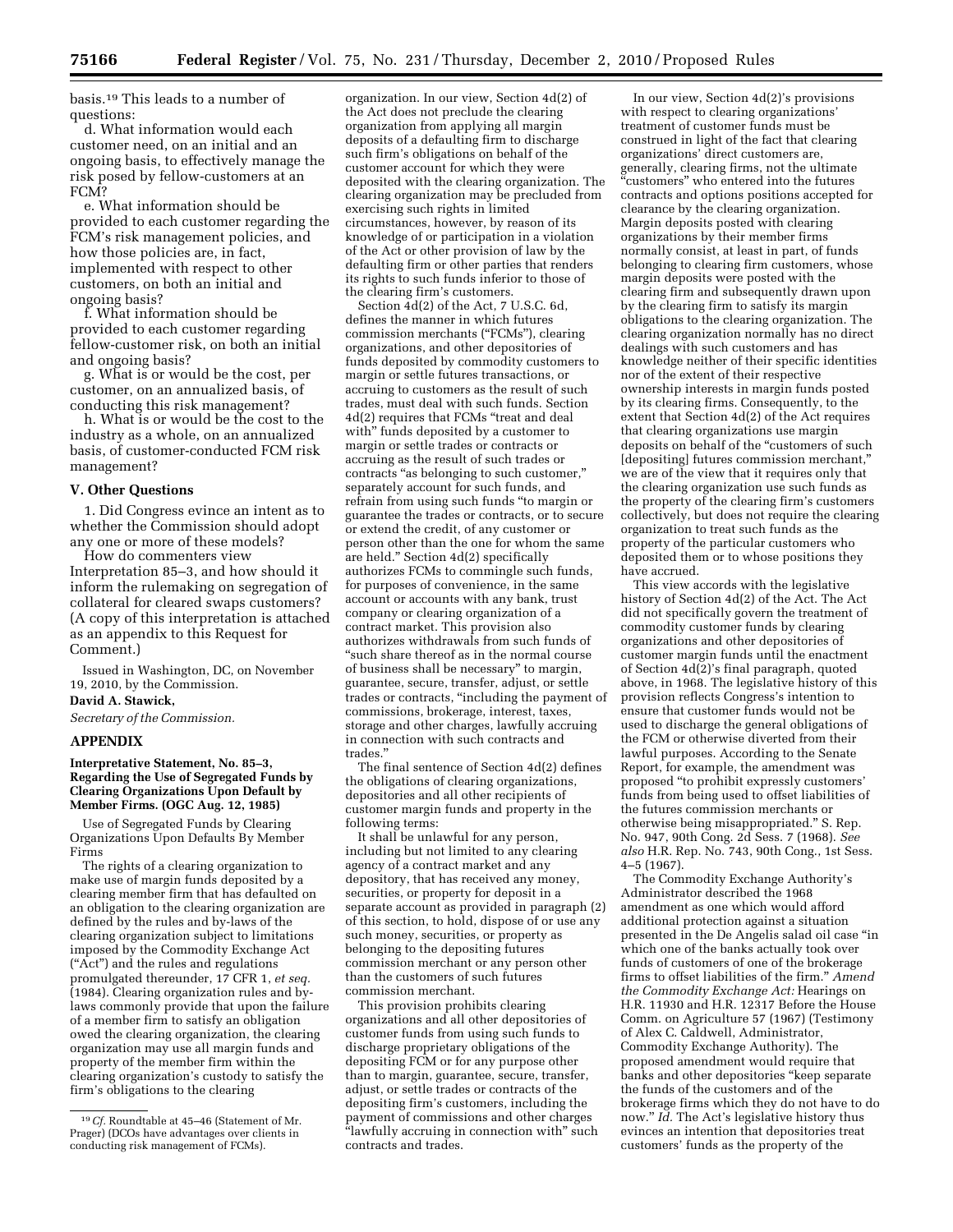basis.[19] This leads to a number of questions:

d. What information would each customer need, on an initial and an ongoing basis, to effectively manage the risk posed by fellow-customers at an FCM?

e. What information should be provided to each customer regarding the FCM's risk management policies, and how those policies are, in fact, implemented with respect to other customers, on both an initial and ongoing basis?

f. What information should be provided to each customer regarding fellow-customer risk, on both an initial and ongoing basis?

g. What is or would be the cost, per customer, on an annualized basis, of conducting this risk management?

h. What is or would be the cost to the industry as a whole, on an annualized basis, of customer-conducted FCM risk management?

## V. Other Questions

1. Did Congress evince an intent as to whether the Commission should adopt any one or more of these models?

How do commenters view Interpretation 85–3, and how should it inform the rulemaking on segregation of collateral for cleared swaps customers? (A copy of this interpretation is attached as an appendix to this Request for Comment.)

Issued in Washington, DC, on November 19, 2010, by the Commission.

**David A. Stawick,**

*Secretary of the Commission.*

## APPENDIX

### Interpretative Statement, No. 85–3, Regarding the Use of Segregated Funds by Clearing Organizations Upon Default by Member Firms. (OGC Aug. 12, 1985)

Use of Segregated Funds by Clearing Organizations Upon Defaults By Member Firms

The rights of a clearing organization to make use of margin funds deposited by a clearing member firm that has defaulted on an obligation to the clearing organization are defined by the rules and by-laws of the clearing organization subject to limitations imposed by the Commodity Exchange Act ("Act") and the rules and regulations promulgated thereunder, 17 CFR 1, *et seq.* (1984). Clearing organization rules and by-laws commonly provide that upon the failure of a member firm to satisfy an obligation owed the clearing organization, the clearing organization may use all margin funds and property of the member firm within the clearing organization's custody to satisfy the firm's obligations to the clearing organization. In our view, Section 4d(2) of the Act does not preclude the clearing organization from applying all margin deposits of a defaulting firm to discharge such firm's obligations on behalf of the customer account for which they were deposited with the clearing organization. The clearing organization may be precluded from exercising such rights in limited circumstances, however, by reason of its knowledge of or participation in a violation of the Act or other provision of law by the defaulting firm or other parties that renders its rights to such funds inferior to those of the clearing firm's customers.

Section 4d(2) of the Act, 7 U.S.C. 6d, defines the manner in which futures commission merchants ("FCMs"), clearing organizations, and other depositories of funds deposited by commodity customers to margin or settle futures transactions, or accruing to customers as the result of such trades, must deal with such funds. Section 4d(2) requires that FCMs "treat and deal with" funds deposited by a customer to margin or settle trades or contracts or accruing as the result of such trades or contracts "as belonging to such customer," separately account for such funds, and refrain from using such funds "to margin or guarantee the trades or contracts, or to secure or extend the credit, of any customer or person other than the one for whom the same are held." Section 4d(2) specifically authorizes FCMs to commingle such funds, for purposes of convenience, in the same account or accounts with any bank, trust company or clearing organization of a contract market. This provision also authorizes withdrawals from such funds of "such share thereof as in the normal course of business shall be necessary" to margin, guarantee, secure, transfer, adjust, or settle trades or contracts, "including the payment of commissions, brokerage, interest, taxes, storage and other charges, lawfully accruing in connection with such contracts and trades."

The final sentence of Section 4d(2) defines the obligations of clearing organizations, depositories and all other recipients of customer margin funds and property in the following terms:

It shall be unlawful for any person, including but not limited to any clearing agency of a contract market and any depository, that has received any money, securities, or property for deposit in a separate account as provided in paragraph (2) of this section, to hold, dispose of or use any such money, securities, or property as belonging to the depositing futures commission merchant or any person other than the customers of such futures commission merchant.

This provision prohibits clearing organizations and all other depositories of customer funds from using such funds to discharge proprietary obligations of the depositing FCM or for any purpose other than to margin, guarantee, secure, transfer, adjust, or settle trades or contracts of the depositing firm's customers, including the payment of commissions and other charges "lawfully accruing in connection with" such contracts and trades.

In our view, Section 4d(2)'s provisions with respect to clearing organizations' treatment of customer funds must be construed in light of the fact that clearing organizations' direct customers are, generally, clearing firms, not the ultimate "customers" who entered into the futures contracts and options positions accepted for clearance by the clearing organization. Margin deposits posted with clearing organizations by their member firms normally consist, at least in part, of funds belonging to clearing firm customers, whose margin deposits were posted with the clearing firm and subsequently drawn upon by the clearing firm to satisfy its margin obligations to the clearing organization. The clearing organization normally has no direct dealings with such customers and has knowledge neither of their specific identities nor of the extent of their respective ownership interests in margin funds posted by its clearing firms. Consequently, to the extent that Section 4d(2) of the Act requires that clearing organizations use margin deposits on behalf of the "customers of such [depositing] futures commission merchant," we are of the view that it requires only that the clearing organization use such funds as the property of the clearing firm's customers collectively, but does not require the clearing organization to treat such funds as the property of the particular customers who deposited them or to whose positions they have accrued.

This view accords with the legislative history of Section 4d(2) of the Act. The Act did not specifically govern the treatment of commodity customer funds by clearing organizations and other depositories of customer margin funds until the enactment of Section 4d(2)'s final paragraph, quoted above, in 1968. The legislative history of this provision reflects Congress's intention to ensure that customer funds would not be used to discharge the general obligations of the FCM or otherwise diverted from their lawful purposes. According to the Senate Report, for example, the amendment was proposed "to prohibit expressly customers' funds from being used to offset liabilities of the futures commission merchants or otherwise being misappropriated." S. Rep. No. 947, 90th Cong. 2d Sess. 7 (1968). *See also* H.R. Rep. No. 743, 90th Cong., 1st Sess. 4–5 (1967).

The Commodity Exchange Authority's Administrator described the 1968 amendment as one which would afford additional protection against a situation presented in the De Angelis salad oil case "in which one of the banks actually took over funds of customers of one of the brokerage firms to offset liabilities of the firm." *Amend the Commodity Exchange Act:* Hearings on H.R. 11930 and H.R. 12317 Before the House Comm. on Agriculture 57 (1967) (Testimony of Alex C. Caldwell, Administrator, Commodity Exchange Authority). The proposed amendment would require that banks and other depositories "keep separate the funds of the customers and of the brokerage firms which they do not have to do now." *Id.* The Act's legislative history thus evinces an intention that depositories treat customers' funds as the property of the

[19] *Cf.* Roundtable at 45–46 (Statement of Mr. Prager) (DCOs have advantages over clients in conducting risk management of FCMs).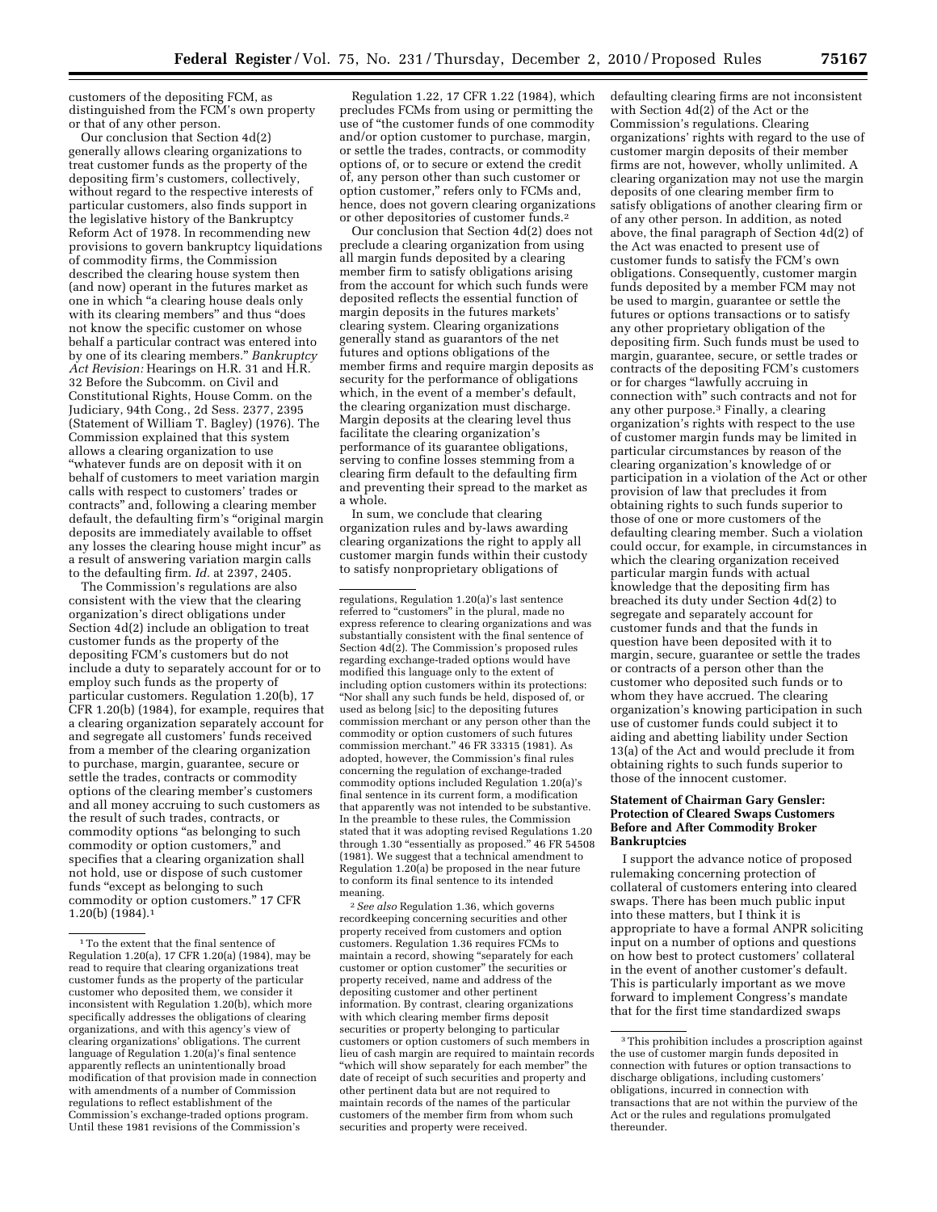customers of the depositing FCM, as distinguished from the FCM's own property or that of any other person.

Our conclusion that Section 4d(2) generally allows clearing organizations to treat customer funds as the property of the depositing firm's customers, collectively, without regard to the respective interests of particular customers, also finds support in the legislative history of the Bankruptcy Reform Act of 1978. In recommending new provisions to govern bankruptcy liquidations of commodity firms, the Commission described the clearing house system then (and now) operant in the futures market as one in which "a clearing house deals only with its clearing members" and thus "does not know the specific customer on whose behalf a particular contract was entered into by one of its clearing members." *Bankruptcy Act Revision:* Hearings on H.R. 31 and H.R. 32 Before the Subcomm. on Civil and Constitutional Rights, House Comm. on the Judiciary, 94th Cong., 2d Sess. 2377, 2395 (Statement of William T. Bagley) (1976). The Commission explained that this system allows a clearing organization to use "whatever funds are on deposit with it on behalf of customers to meet variation margin calls with respect to customers' trades or contracts" and, following a clearing member default, the defaulting firm's "original margin deposits are immediately available to offset any losses the clearing house might incur" as a result of answering variation margin calls to the defaulting firm. *Id.* at 2397, 2405.

The Commission's regulations are also consistent with the view that the clearing organization's direct obligations under Section 4d(2) include an obligation to treat customer funds as the property of the depositing FCM's customers but do not include a duty to separately account for or to employ such funds as the property of particular customers. Regulation 1.20(b), 17 CFR 1.20(b) (1984), for example, requires that a clearing organization separately account for and segregate all customers' funds received from a member of the clearing organization to purchase, margin, guarantee, secure or settle the trades, contracts or commodity options of the clearing member's customers and all money accruing to such customers as the result of such trades, contracts, or commodity options "as belonging to such commodity or option customers," and specifies that a clearing organization shall not hold, use or dispose of such customer funds "except as belonging to such commodity or option customers." 17 CFR 1.20(b) (1984).[1]

Regulation 1.22, 17 CFR 1.22 (1984), which precludes FCMs from using or permitting the use of "the customer funds of one commodity and/or option customer to purchase, margin, or settle the trades, contracts, or commodity options of, or to secure or extend the credit of, any person other than such customer or option customer," refers only to FCMs and, hence, does not govern clearing organizations or other depositories of customer funds.[2]

Our conclusion that Section 4d(2) does not preclude a clearing organization from using all margin funds deposited by a clearing member firm to satisfy obligations arising from the account for which such funds were deposited reflects the essential function of margin deposits in the futures markets' clearing system. Clearing organizations generally stand as guarantors of the net futures and options obligations of the member firms and require margin deposits as security for the performance of obligations which, in the event of a member's default, the clearing organization must discharge. Margin deposits at the clearing level thus facilitate the clearing organization's performance of its guarantee obligations, serving to confine losses stemming from a clearing firm default to the defaulting firm and preventing their spread to the market as a whole.

In sum, we conclude that clearing organization rules and by-laws awarding clearing organizations the right to apply all customer margin funds within their custody to satisfy nonproprietary obligations of defaulting clearing firms are not inconsistent with Section 4d(2) of the Act or the Commission's regulations. Clearing organizations' rights with regard to the use of customer margin deposits of their member firms are not, however, wholly unlimited. A clearing organization may not use the margin deposits of one clearing member firm to satisfy obligations of another clearing firm or of any other person. In addition, as noted above, the final paragraph of Section 4d(2) of the Act was enacted to present use of customer funds to satisfy the FCM's own obligations. Consequently, customer margin funds deposited by a member FCM may not be used to margin, guarantee or settle the futures or options transactions or to satisfy any other proprietary obligation of the depositing firm. Such funds must be used to margin, guarantee, secure, or settle trades or contracts of the depositing FCM's customers or for charges "lawfully accruing in connection with" such contracts and not for any other purpose.[3] Finally, a clearing organization's rights with respect to the use of customer margin funds may be limited in particular circumstances by reason of the clearing organization's knowledge of or participation in a violation of the Act or other provision of law that precludes it from obtaining rights to such funds superior to those of one or more customers of the defaulting clearing member. Such a violation could occur, for example, in circumstances in which the clearing organization received particular margin funds with actual knowledge that the depositing firm has breached its duty under Section 4d(2) to segregate and separately account for customer funds and that the funds in question have been deposited with it to margin, secure, guarantee or settle the trades or contracts of a person other than the customer who deposited such funds or to whom they have accrued. The clearing organization's knowing participation in such use of customer funds could subject it to aiding and abetting liability under Section 13(a) of the Act and would preclude it from obtaining rights to such funds superior to those of the innocent customer.

## Statement of Chairman Gary Gensler: Protection of Cleared Swaps Customers Before and After Commodity Broker Bankruptcies

I support the advance notice of proposed rulemaking concerning protection of collateral of customers entering into cleared swaps. There has been much public input into these matters, but I think it is appropriate to have a formal ANPR soliciting input on a number of options and questions on how best to protect customers' collateral in the event of another customer's default. This is particularly important as we move forward to implement Congress's mandate that for the first time standardized swaps

---

[1] To the extent that the final sentence of Regulation 1.20(a), 17 CFR 1.20(a) (1984), may be read to require that clearing organizations treat customer funds as the property of the particular customer who deposited them, we consider it inconsistent with Regulation 1.20(b), which more specifically addresses the obligations of clearing organizations, and with this agency's view of clearing organizations' obligations. The current language of Regulation 1.20(a)'s final sentence apparently reflects an unintentionally broad modification of that provision made in connection with amendments of a number of Commission regulations to reflect establishment of the Commission's exchange-traded options program. Until these 1981 revisions of the Commission's regulations, Regulation 1.20(a)'s last sentence referred to "customers" in the plural, made no express reference to clearing organizations and was substantially consistent with the final sentence of Section 4d(2). The Commission's proposed rules regarding exchange-traded options would have modified this language only to the extent of including option customers within its protections: "Nor shall any such funds be held, disposed of, or used as belong [sic] to the depositing futures commission merchant or any person other than the commodity or option customers of such futures commission merchant." 46 FR 33315 (1981). As adopted, however, the Commission's final rules concerning the regulation of exchange-traded commodity options included Regulation 1.20(a)'s final sentence in its current form, a modification that apparently was not intended to be substantive. In the preamble to these rules, the Commission stated that it was adopting revised Regulations 1.20 through 1.30 "essentially as proposed." 46 FR 54508 (1981). We suggest that a technical amendment to Regulation 1.20(a) be proposed in the near future to conform its final sentence to its intended meaning.

[2] *See also* Regulation 1.36, which governs recordkeeping concerning securities and other property received from customers and option customers. Regulation 1.36 requires FCMs to maintain a record, showing "separately for each customer or option customer" the securities or property received, name and address of the depositing customer and other pertinent information. By contrast, clearing organizations with which clearing member firms deposit securities or property belonging to particular customers or option customers of such members in lieu of cash margin are required to maintain records "which will show separately for each member" the date of receipt of such securities and property and other pertinent data but are not required to maintain records of the names of the particular customers of the member firm from whom such securities and property were received.

[3] This prohibition includes a proscription against the use of customer margin funds deposited in connection with futures or option transactions to discharge obligations, including customers' obligations, incurred in connection with transactions that are not within the purview of the Act or the rules and regulations promulgated thereunder.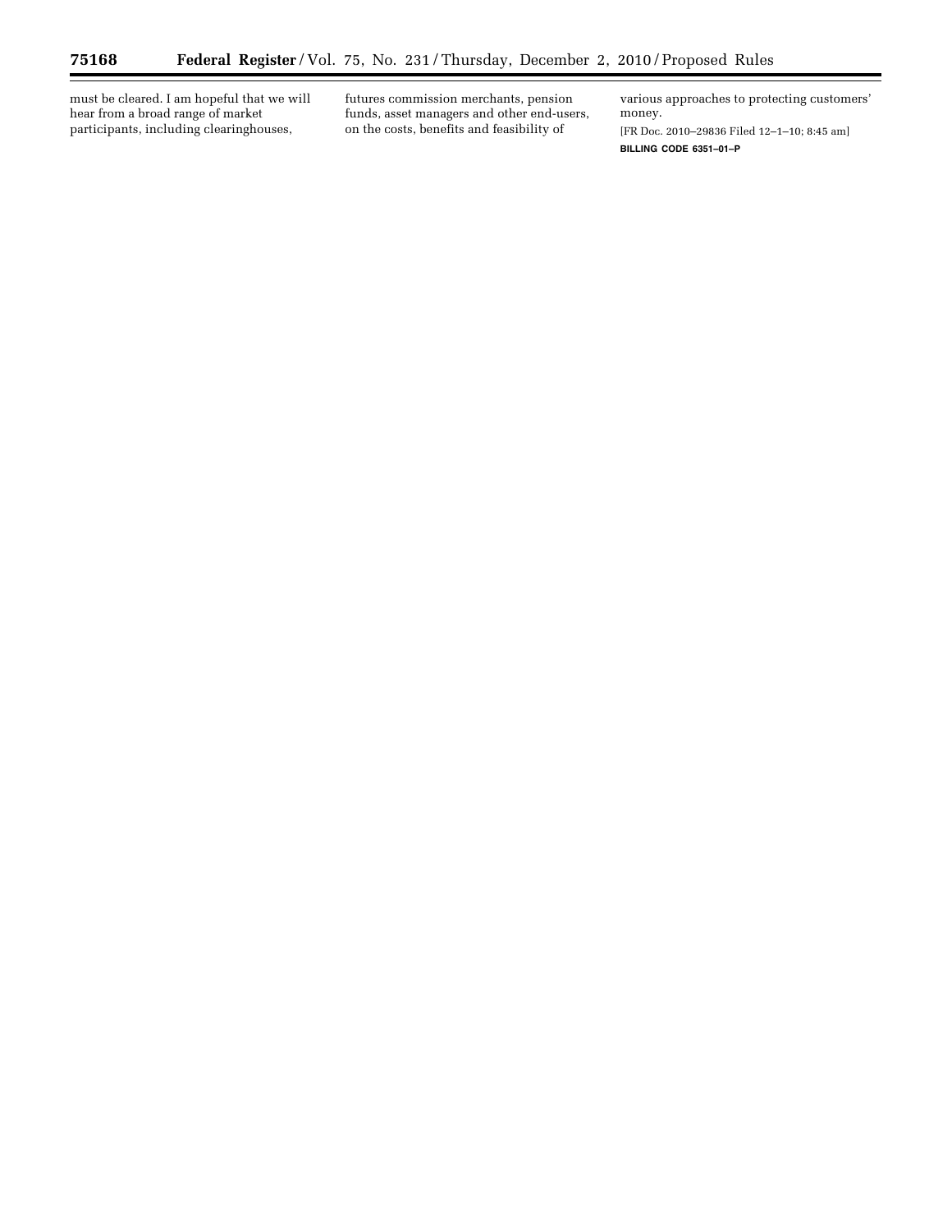must be cleared. I am hopeful that we will hear from a broad range of market participants, including clearinghouses, futures commission merchants, pension funds, asset managers and other end-users, on the costs, benefits and feasibility of various approaches to protecting customers' money.

[FR Doc. 2010–29836 Filed 12–1–10; 8:45 am]

**BILLING CODE 6351–01–P**